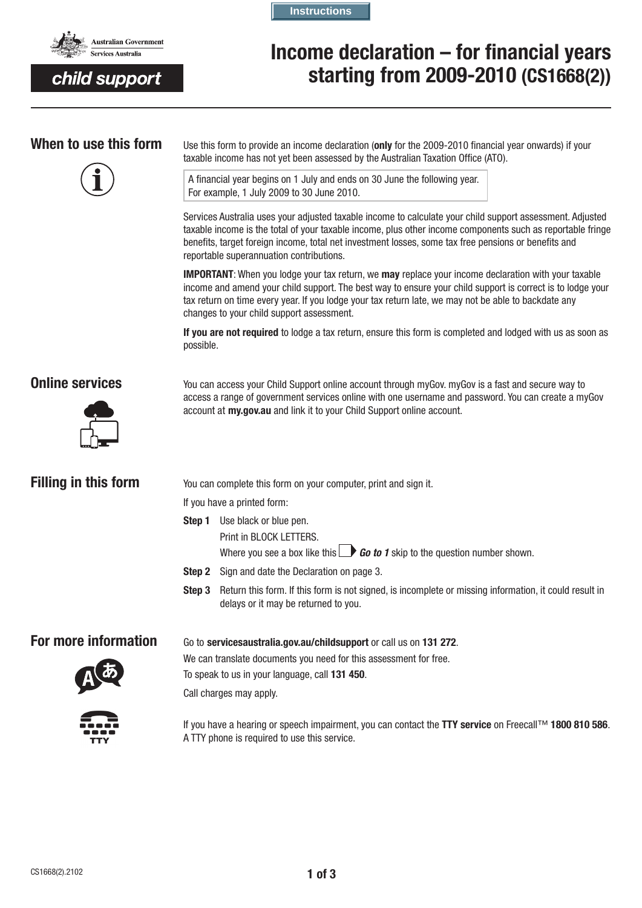Instructions

Australian Government
Services Australia

child support

# Income declaration – for financial years starting from 2009-2010 (CS1668(2))

## When to use this form

Use this form to provide an income declaration (**only** for the 2009-2010 financial year onwards) if your taxable income has not yet been assessed by the Australian Taxation Office (ATO).

A financial year begins on 1 July and ends on 30 June the following year. For example, 1 July 2009 to 30 June 2010.

Services Australia uses your adjusted taxable income to calculate your child support assessment. Adjusted taxable income is the total of your taxable income, plus other income components such as reportable fringe benefits, target foreign income, total net investment losses, some tax free pensions or benefits and reportable superannuation contributions.

**IMPORTANT**: When you lodge your tax return, we **may** replace your income declaration with your taxable income and amend your child support. The best way to ensure your child support is correct is to lodge your tax return on time every year. If you lodge your tax return late, we may not be able to backdate any changes to your child support assessment.

**If you are not required** to lodge a tax return, ensure this form is completed and lodged with us as soon as possible.

## Online services

You can access your Child Support online account through myGov. myGov is a fast and secure way to access a range of government services online with one username and password. You can create a myGov account at **my.gov.au** and link it to your Child Support online account.

## Filling in this form

You can complete this form on your computer, print and sign it.

If you have a printed form:

**Step 1** Use black or blue pen.
Print in BLOCK LETTERS.
Where you see a box like this ***Go to 1*** skip to the question number shown.

**Step 2** Sign and date the Declaration on page 3.

**Step 3** Return this form. If this form is not signed, is incomplete or missing information, it could result in delays or it may be returned to you.

## For more information

Go to **servicesaustralia.gov.au/childsupport** or call us on **131 272**.

We can translate documents you need for this assessment for free.

To speak to us in your language, call **131 450**.

Call charges may apply.

If you have a hearing or speech impairment, you can contact the **TTY service** on Freecall™ **1800 810 586**. A TTY phone is required to use this service.

CS1668(2).2102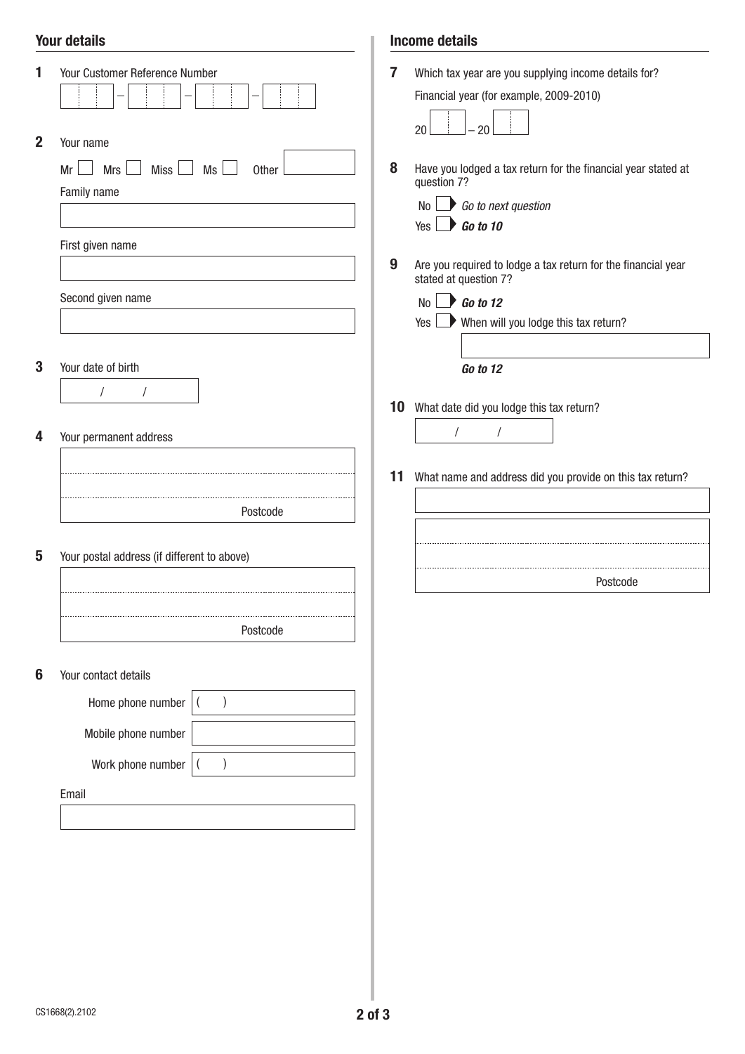## Your details

**1** Your Customer Reference Number

\_\_\_ – \_\_\_ – \_\_\_ – \_\_\_

**2** Your name

Mr ☐ Mrs ☐ Miss ☐ Ms ☐ Other \_\_\_\_\_\_

Family name

First given name

Second given name

**3** Your date of birth

/ /

**4** Your permanent address

Postcode

**5** Your postal address (if different to above)

Postcode

**6** Your contact details

Home phone number ( )

Mobile phone number

Work phone number ( )

Email

## Income details

**7** Which tax year are you supplying income details for?

Financial year (for example, 2009-2010)

20 \_\_ – 20 \_\_

**8** Have you lodged a tax return for the financial year stated at question 7?

No ☐ *Go to next question*

Yes ☐ ***Go to 10***

**9** Are you required to lodge a tax return for the financial year stated at question 7?

No ☐ ***Go to 12***

Yes ☐ When will you lodge this tax return?

***Go to 12***

**10** What date did you lodge this tax return?

/ /

**11** What name and address did you provide on this tax return?

Postcode

CS1668(2).2102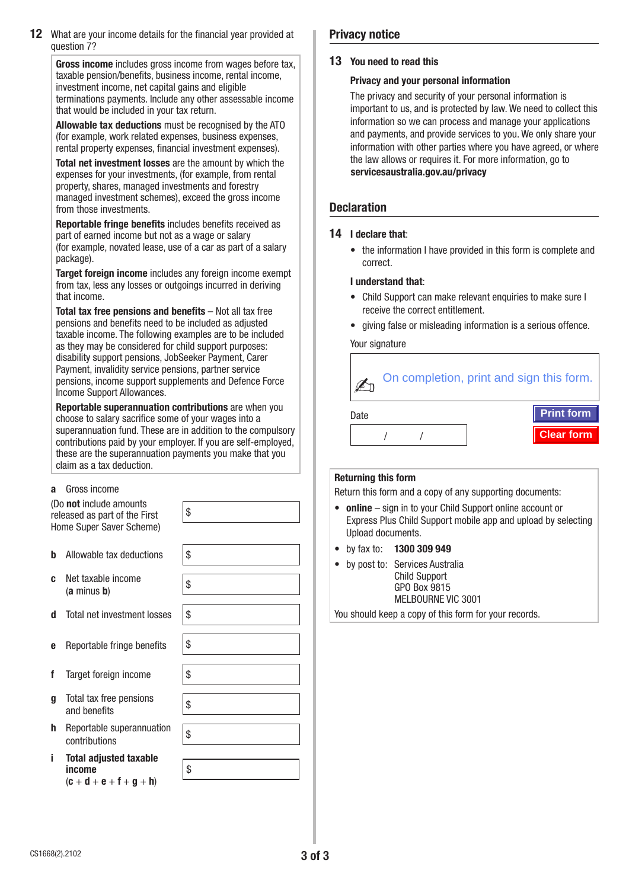**12** What are your income details for the financial year provided at question 7?

> **Gross income** includes gross income from wages before tax, taxable pension/benefits, business income, rental income, investment income, net capital gains and eligible terminations payments. Include any other assessable income that would be included in your tax return.
>
> **Allowable tax deductions** must be recognised by the ATO (for example, work related expenses, business expenses, rental property expenses, financial investment expenses).
>
> **Total net investment losses** are the amount by which the expenses for your investments, (for example, from rental property, shares, managed investments and forestry managed investment schemes), exceed the gross income from those investments.
>
> **Reportable fringe benefits** includes benefits received as part of earned income but not as a wage or salary (for example, novated lease, use of a car as part of a salary package).
>
> **Target foreign income** includes any foreign income exempt from tax, less any losses or outgoings incurred in deriving that income.
>
> **Total tax free pensions and benefits** – Not all tax free pensions and benefits need to be included as adjusted taxable income. The following examples are to be included as they may be considered for child support purposes: disability support pensions, JobSeeker Payment, Carer Payment, invalidity service pensions, partner service pensions, income support supplements and Defence Force Income Support Allowances.
>
> **Reportable superannuation contributions** are when you choose to salary sacrifice some of your wages into a superannuation fund. These are in addition to the compulsory contributions paid by your employer. If you are self-employed, these are the superannuation payments you make that you claim as a tax deduction.

| | | |
|---|---|---|
| **a** | Gross income (Do **not** include amounts released as part of the First Home Super Saver Scheme) | $ |
| **b** | Allowable tax deductions | $ |
| **c** | Net taxable income (**a** minus **b**) | $ |
| **d** | Total net investment losses | $ |
| **e** | Reportable fringe benefits | $ |
| **f** | Target foreign income | $ |
| **g** | Total tax free pensions and benefits | $ |
| **h** | Reportable superannuation contributions | $ |
| **i** | **Total adjusted taxable income** (**c** + **d** + **e** + **f** + **g** + **h**) | $ |

## Privacy notice

**13 You need to read this**

**Privacy and your personal information**

The privacy and security of your personal information is important to us, and is protected by law. We need to collect this information so we can process and manage your applications and payments, and provide services to you. We only share your information with other parties where you have agreed, or where the law allows or requires it. For more information, go to **servicesaustralia.gov.au/privacy**

## Declaration

**14 I declare that**:

- the information I have provided in this form is complete and correct.

**I understand that**:

- Child Support can make relevant enquiries to make sure I receive the correct entitlement.
- giving false or misleading information is a serious offence.

Your signature

On completion, print and sign this form.

Date

/ /

Print form

Clear form

**Returning this form**

Return this form and a copy of any supporting documents:

- **online** – sign in to your Child Support online account or Express Plus Child Support mobile app and upload by selecting Upload documents.
- by fax to: **1300 309 949**
- by post to: Services Australia
  Child Support
  GPO Box 9815
  MELBOURNE VIC 3001

You should keep a copy of this form for your records.

CS1668(2).2102